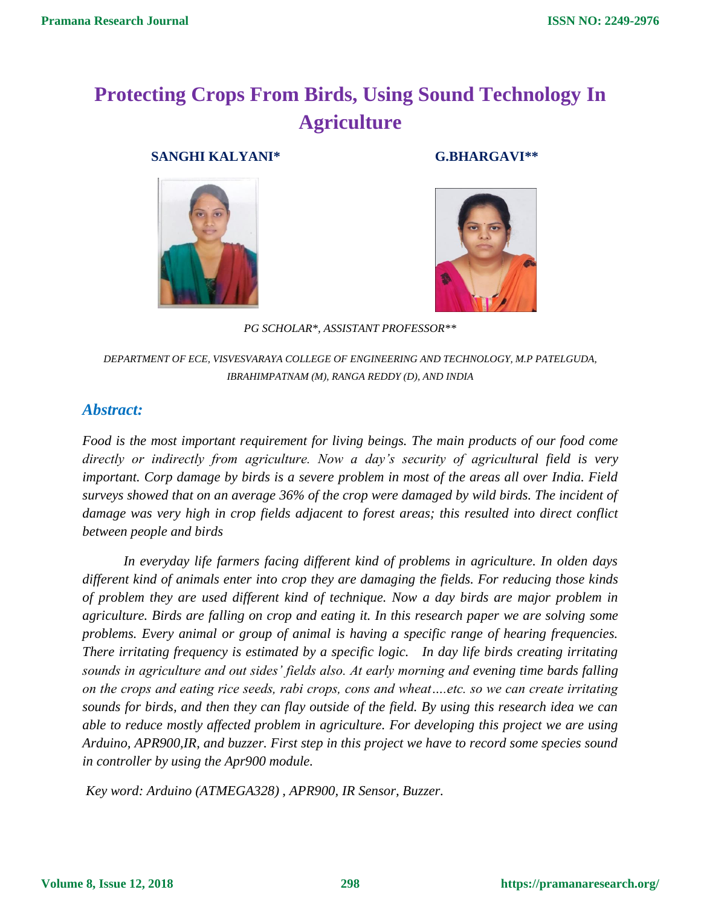# Protecting Crops From Birds, Using Sound Technology In Agriculture

**SANGHI KALYANI***                **G.BHARGAVI****

*PG SCHOLAR*, ASSISTANT PROFESSOR***

*DEPARTMENT OF ECE, VISVESVARAYA COLLEGE OF ENGINEERING AND TECHNOLOGY, M.P PATELGUDA, IBRAHIMPATNAM (M), RANGA REDDY (D), AND INDIA*

## Abstract:

*Food is the most important requirement for living beings. The main products of our food come directly or indirectly from agriculture. Now a day's security of agricultural field is very important. Corp damage by birds is a severe problem in most of the areas all over India. Field surveys showed that on an average 36% of the crop were damaged by wild birds. The incident of damage was very high in crop fields adjacent to forest areas; this resulted into direct conflict between people and birds*

*In everyday life farmers facing different kind of problems in agriculture. In olden days different kind of animals enter into crop they are damaging the fields. For reducing those kinds of problem they are used different kind of technique. Now a day birds are major problem in agriculture. Birds are falling on crop and eating it. In this research paper we are solving some problems. Every animal or group of animal is having a specific range of hearing frequencies. There irritating frequency is estimated by a specific logic. In day life birds creating irritating sounds in agriculture and out sides' fields also. At early morning and evening time bards falling on the crops and eating rice seeds, rabi crops, cons and wheat….etc. so we can create irritating sounds for birds, and then they can flay outside of the field. By using this research idea we can able to reduce mostly affected problem in agriculture. For developing this project we are using Arduino, APR900,IR, and buzzer. First step in this project we have to record some species sound in controller by using the Apr900 module.*

*Key word: Arduino (ATMEGA328) , APR900, IR Sensor, Buzzer.*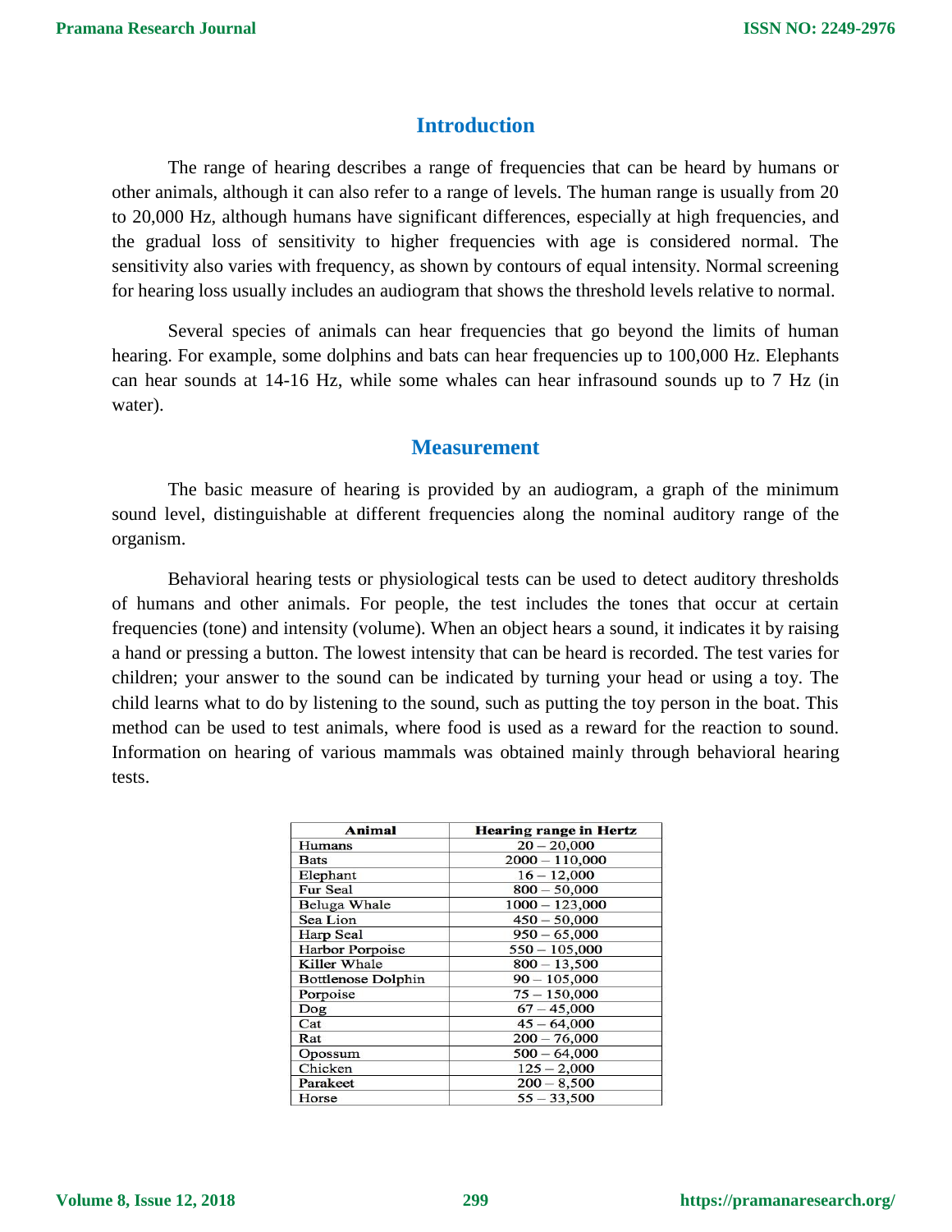## Introduction

The range of hearing describes a range of frequencies that can be heard by humans or other animals, although it can also refer to a range of levels. The human range is usually from 20 to 20,000 Hz, although humans have significant differences, especially at high frequencies, and the gradual loss of sensitivity to higher frequencies with age is considered normal. The sensitivity also varies with frequency, as shown by contours of equal intensity. Normal screening for hearing loss usually includes an audiogram that shows the threshold levels relative to normal.

Several species of animals can hear frequencies that go beyond the limits of human hearing. For example, some dolphins and bats can hear frequencies up to 100,000 Hz. Elephants can hear sounds at 14-16 Hz, while some whales can hear infrasound sounds up to 7 Hz (in water).

## Measurement

The basic measure of hearing is provided by an audiogram, a graph of the minimum sound level, distinguishable at different frequencies along the nominal auditory range of the organism.

Behavioral hearing tests or physiological tests can be used to detect auditory thresholds of humans and other animals. For people, the test includes the tones that occur at certain frequencies (tone) and intensity (volume). When an object hears a sound, it indicates it by raising a hand or pressing a button. The lowest intensity that can be heard is recorded. The test varies for children; your answer to the sound can be indicated by turning your head or using a toy. The child learns what to do by listening to the sound, such as putting the toy person in the boat. This method can be used to test animals, where food is used as a reward for the reaction to sound. Information on hearing of various mammals was obtained mainly through behavioral hearing tests.

| Animal | Hearing range in Hertz |
| --- | --- |
| Humans | 20 – 20,000 |
| Bats | 2000 – 110,000 |
| Elephant | 16 – 12,000 |
| Fur Seal | 800 – 50,000 |
| Beluga Whale | 1000 – 123,000 |
| Sea Lion | 450 – 50,000 |
| Harp Seal | 950 – 65,000 |
| Harbor Porpoise | 550 – 105,000 |
| Killer Whale | 800 – 13,500 |
| Bottlenose Dolphin | 90 – 105,000 |
| Porpoise | 75 – 150,000 |
| Dog | 67 – 45,000 |
| Cat | 45 – 64,000 |
| Rat | 200 – 76,000 |
| Opossum | 500 – 64,000 |
| Chicken | 125 – 2,000 |
| Parakeet | 200 – 8,500 |
| Horse | 55 – 33,500 |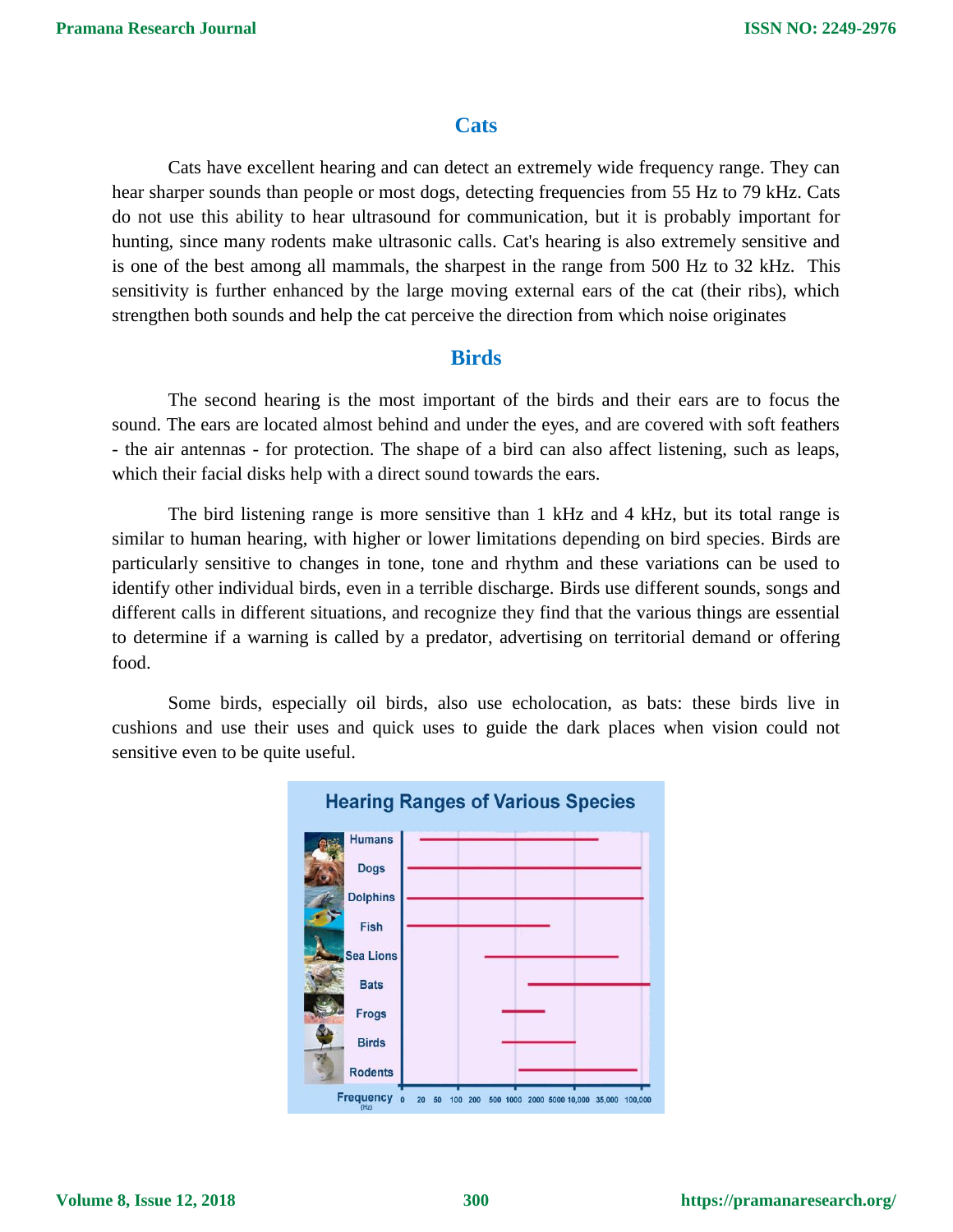## Cats

Cats have excellent hearing and can detect an extremely wide frequency range. They can hear sharper sounds than people or most dogs, detecting frequencies from 55 Hz to 79 kHz. Cats do not use this ability to hear ultrasound for communication, but it is probably important for hunting, since many rodents make ultrasonic calls. Cat's hearing is also extremely sensitive and is one of the best among all mammals, the sharpest in the range from 500 Hz to 32 kHz. This sensitivity is further enhanced by the large moving external ears of the cat (their ribs), which strengthen both sounds and help the cat perceive the direction from which noise originates

## Birds

The second hearing is the most important of the birds and their ears are to focus the sound. The ears are located almost behind and under the eyes, and are covered with soft feathers - the air antennas - for protection. The shape of a bird can also affect listening, such as leaps, which their facial disks help with a direct sound towards the ears.

The bird listening range is more sensitive than 1 kHz and 4 kHz, but its total range is similar to human hearing, with higher or lower limitations depending on bird species. Birds are particularly sensitive to changes in tone, tone and rhythm and these variations can be used to identify other individual birds, even in a terrible discharge. Birds use different sounds, songs and different calls in different situations, and recognize they find that the various things are essential to determine if a warning is called by a predator, advertising on territorial demand or offering food.

Some birds, especially oil birds, also use echolocation, as bats: these birds live in cushions and use their uses and quick uses to guide the dark places when vision could not sensitive even to be quite useful.

**Hearing Ranges of Various Species**

Humans, Dogs, Dolphins, Fish, Sea Lions, Bats, Frogs, Birds, Rodents

Frequency (Hz): 0, 20, 50, 100, 200, 500, 1000, 2000, 5000, 10,000, 35,000, 100,000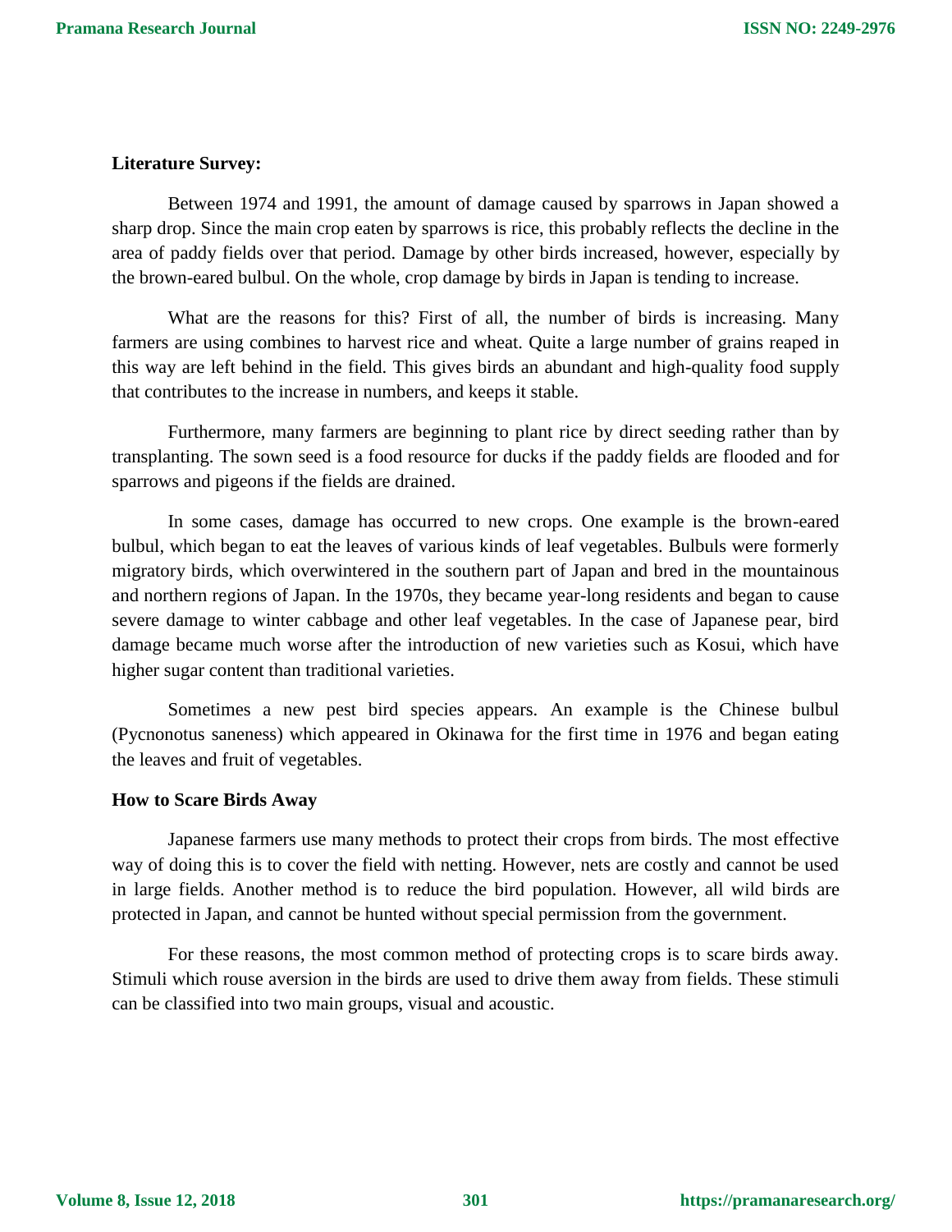**Literature Survey:**

Between 1974 and 1991, the amount of damage caused by sparrows in Japan showed a sharp drop. Since the main crop eaten by sparrows is rice, this probably reflects the decline in the area of paddy fields over that period. Damage by other birds increased, however, especially by the brown-eared bulbul. On the whole, crop damage by birds in Japan is tending to increase.

What are the reasons for this? First of all, the number of birds is increasing. Many farmers are using combines to harvest rice and wheat. Quite a large number of grains reaped in this way are left behind in the field. This gives birds an abundant and high-quality food supply that contributes to the increase in numbers, and keeps it stable.

Furthermore, many farmers are beginning to plant rice by direct seeding rather than by transplanting. The sown seed is a food resource for ducks if the paddy fields are flooded and for sparrows and pigeons if the fields are drained.

In some cases, damage has occurred to new crops. One example is the brown-eared bulbul, which began to eat the leaves of various kinds of leaf vegetables. Bulbuls were formerly migratory birds, which overwintered in the southern part of Japan and bred in the mountainous and northern regions of Japan. In the 1970s, they became year-long residents and began to cause severe damage to winter cabbage and other leaf vegetables. In the case of Japanese pear, bird damage became much worse after the introduction of new varieties such as Kosui, which have higher sugar content than traditional varieties.

Sometimes a new pest bird species appears. An example is the Chinese bulbul (Pycnonotus saneness) which appeared in Okinawa for the first time in 1976 and began eating the leaves and fruit of vegetables.

**How to Scare Birds Away**

Japanese farmers use many methods to protect their crops from birds. The most effective way of doing this is to cover the field with netting. However, nets are costly and cannot be used in large fields. Another method is to reduce the bird population. However, all wild birds are protected in Japan, and cannot be hunted without special permission from the government.

For these reasons, the most common method of protecting crops is to scare birds away. Stimuli which rouse aversion in the birds are used to drive them away from fields. These stimuli can be classified into two main groups, visual and acoustic.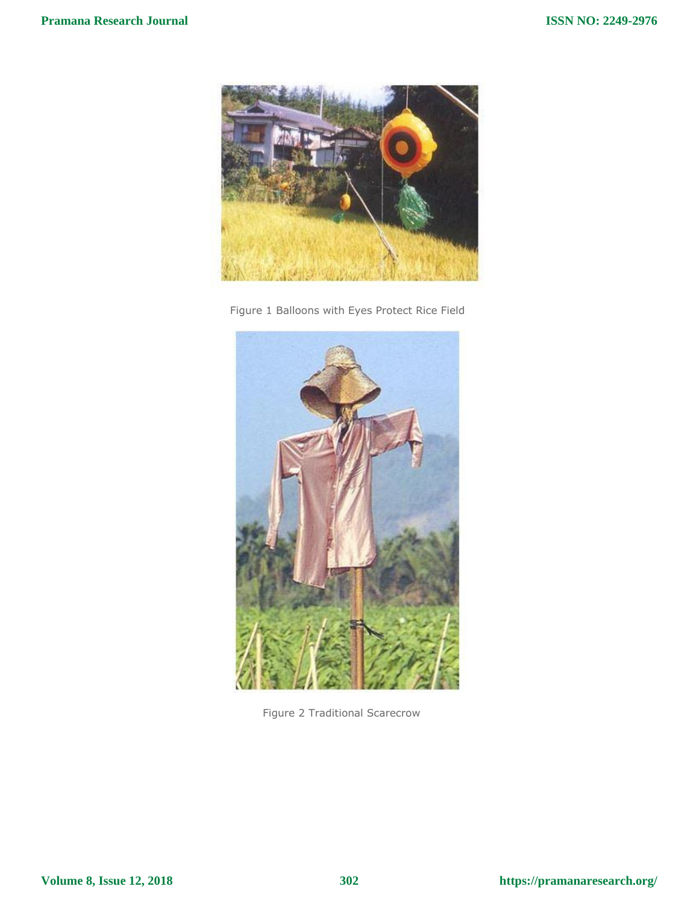Figure 1 Balloons with Eyes Protect Rice Field

Figure 2 Traditional Scarecrow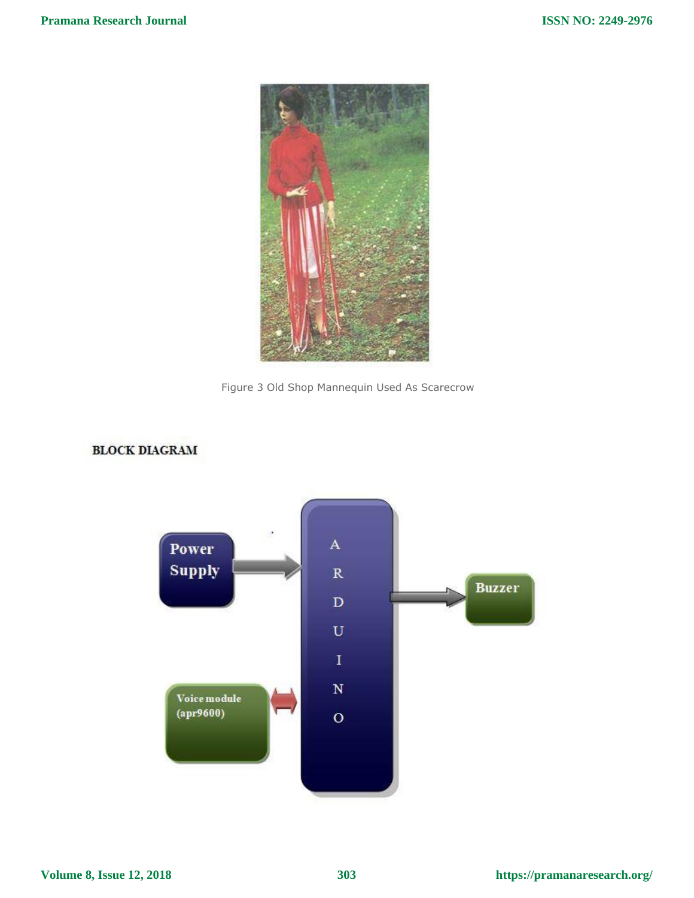Figure 3 Old Shop Mannequin Used As Scarecrow

**BLOCK DIAGRAM**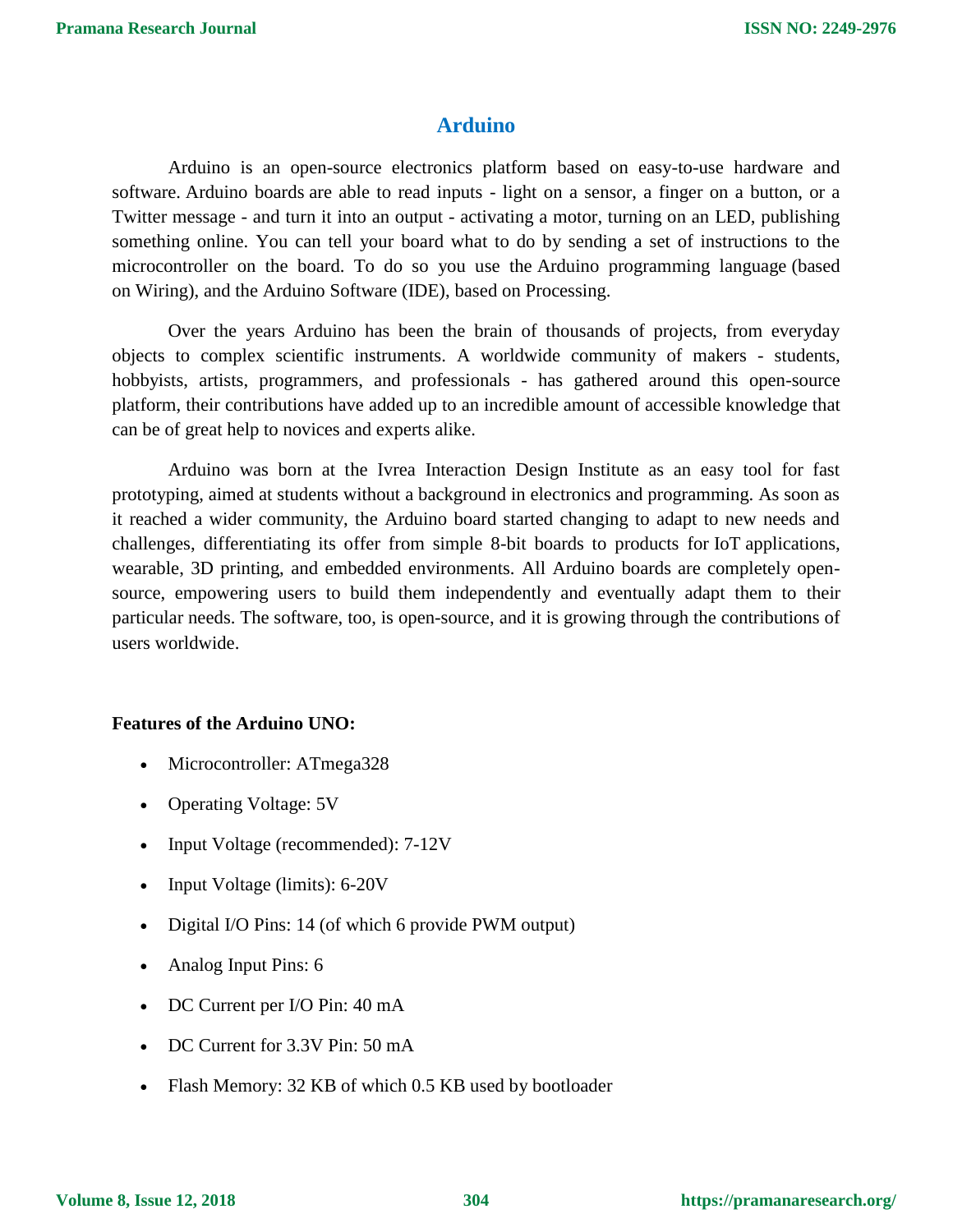## Arduino

Arduino is an open-source electronics platform based on easy-to-use hardware and software. Arduino boards are able to read inputs - light on a sensor, a finger on a button, or a Twitter message - and turn it into an output - activating a motor, turning on an LED, publishing something online. You can tell your board what to do by sending a set of instructions to the microcontroller on the board. To do so you use the Arduino programming language (based on Wiring), and the Arduino Software (IDE), based on Processing.

Over the years Arduino has been the brain of thousands of projects, from everyday objects to complex scientific instruments. A worldwide community of makers - students, hobbyists, artists, programmers, and professionals - has gathered around this open-source platform, their contributions have added up to an incredible amount of accessible knowledge that can be of great help to novices and experts alike.

Arduino was born at the Ivrea Interaction Design Institute as an easy tool for fast prototyping, aimed at students without a background in electronics and programming. As soon as it reached a wider community, the Arduino board started changing to adapt to new needs and challenges, differentiating its offer from simple 8-bit boards to products for IoT applications, wearable, 3D printing, and embedded environments. All Arduino boards are completely open-source, empowering users to build them independently and eventually adapt them to their particular needs. The software, too, is open-source, and it is growing through the contributions of users worldwide.

**Features of the Arduino UNO:**

- Microcontroller: ATmega328
- Operating Voltage: 5V
- Input Voltage (recommended): 7-12V
- Input Voltage (limits): 6-20V
- Digital I/O Pins: 14 (of which 6 provide PWM output)
- Analog Input Pins: 6
- DC Current per I/O Pin: 40 mA
- DC Current for 3.3V Pin: 50 mA
- Flash Memory: 32 KB of which 0.5 KB used by bootloader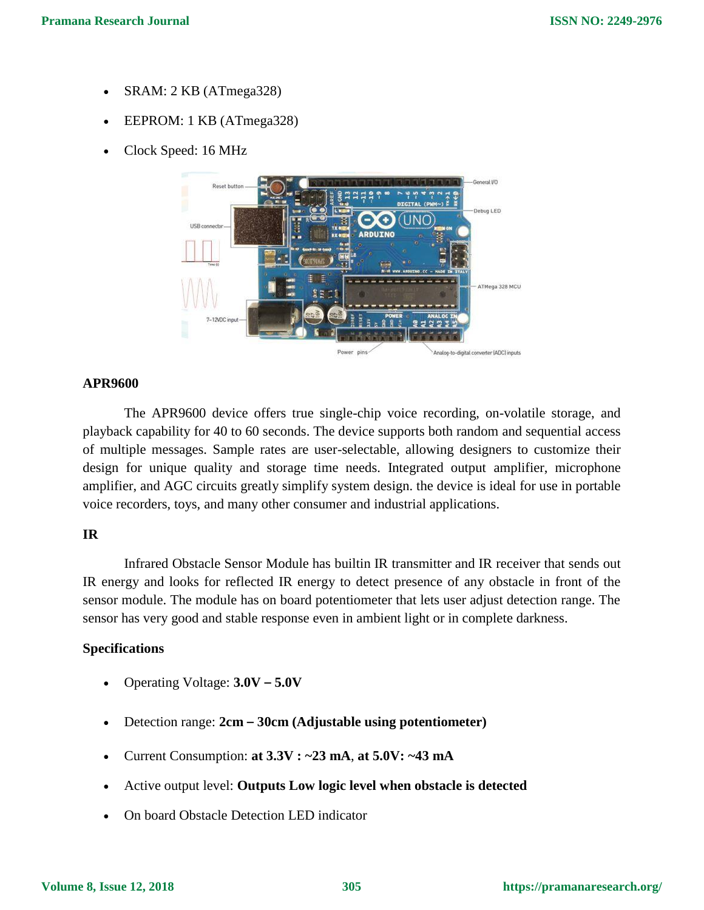- SRAM: 2 KB (ATmega328)
- EEPROM: 1 KB (ATmega328)
- Clock Speed: 16 MHz

### APR9600

The APR9600 device offers true single-chip voice recording, on-volatile storage, and playback capability for 40 to 60 seconds. The device supports both random and sequential access of multiple messages. Sample rates are user-selectable, allowing designers to customize their design for unique quality and storage time needs. Integrated output amplifier, microphone amplifier, and AGC circuits greatly simplify system design. the device is ideal for use in portable voice recorders, toys, and many other consumer and industrial applications.

### IR

Infrared Obstacle Sensor Module has builtin IR transmitter and IR receiver that sends out IR energy and looks for reflected IR energy to detect presence of any obstacle in front of the sensor module. The module has on board potentiometer that lets user adjust detection range. The sensor has very good and stable response even in ambient light or in complete darkness.

### Specifications

- Operating Voltage: **3.0V – 5.0V**
- Detection range: **2cm – 30cm (Adjustable using potentiometer)**
- Current Consumption: **at 3.3V : ~23 mA**, **at 5.0V: ~43 mA**
- Active output level: **Outputs Low logic level when obstacle is detected**
- On board Obstacle Detection LED indicator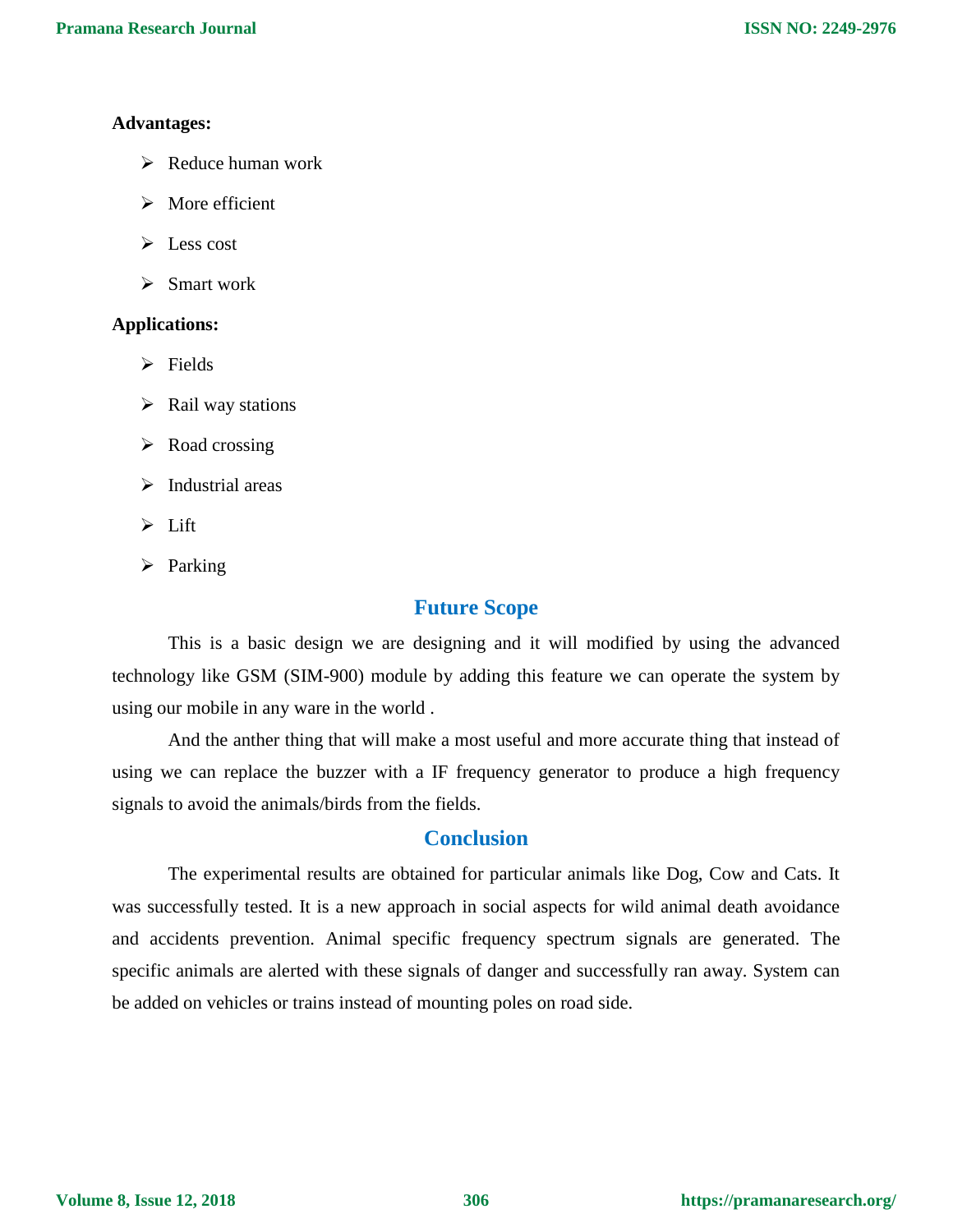**Advantages:**

- Reduce human work
- More efficient
- Less cost
- Smart work

**Applications:**

- Fields
- Rail way stations
- Road crossing
- Industrial areas
- Lift
- Parking

## Future Scope

This is a basic design we are designing and it will modified by using the advanced technology like GSM (SIM-900) module by adding this feature we can operate the system by using our mobile in any ware in the world .

And the anther thing that will make a most useful and more accurate thing that instead of using we can replace the buzzer with a IF frequency generator to produce a high frequency signals to avoid the animals/birds from the fields.

## Conclusion

The experimental results are obtained for particular animals like Dog, Cow and Cats. It was successfully tested. It is a new approach in social aspects for wild animal death avoidance and accidents prevention. Animal specific frequency spectrum signals are generated. The specific animals are alerted with these signals of danger and successfully ran away. System can be added on vehicles or trains instead of mounting poles on road side.